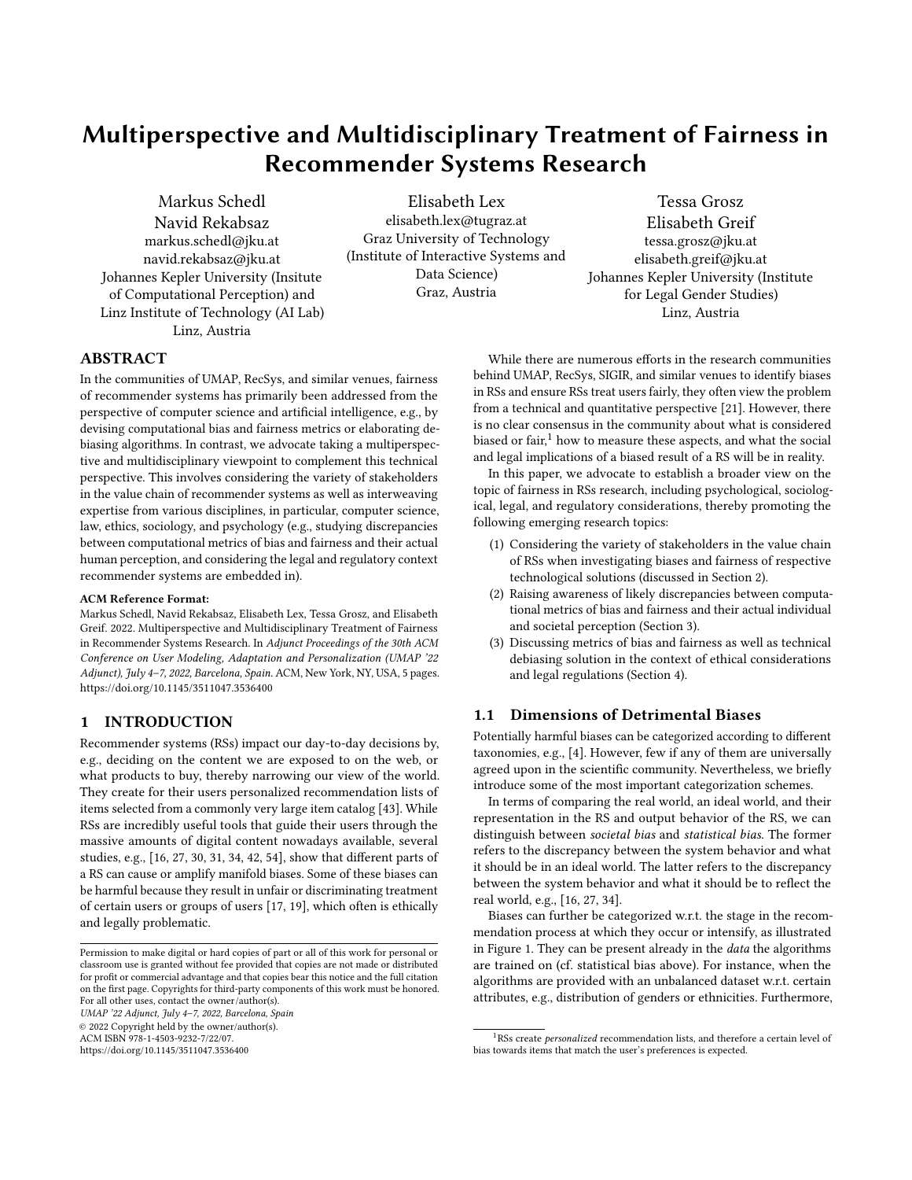# Multiperspective and Multidisciplinary Treatment of Fairness in Recommender Systems Research

Markus Schedl
Navid Rekabsaz
markus.schedl@jku.at
navid.rekabsaz@jku.at
Johannes Kepler University (Insitute of Computational Perception) and Linz Institute of Technology (AI Lab)
Linz, Austria

Elisabeth Lex
elisabeth.lex@tugraz.at
Graz University of Technology (Institute of Interactive Systems and Data Science)
Graz, Austria

Tessa Grosz
Elisabeth Greif
tessa.grosz@jku.at
elisabeth.greif@jku.at
Johannes Kepler University (Institute for Legal Gender Studies)
Linz, Austria

## ABSTRACT

In the communities of UMAP, RecSys, and similar venues, fairness of recommender systems has primarily been addressed from the perspective of computer science and artificial intelligence, e.g., by devising computational bias and fairness metrics or elaborating debiasing algorithms. In contrast, we advocate taking a multiperspective and multidisciplinary viewpoint to complement this technical perspective. This involves considering the variety of stakeholders in the value chain of recommender systems as well as interweaving expertise from various disciplines, in particular, computer science, law, ethics, sociology, and psychology (e.g., studying discrepancies between computational metrics of bias and fairness and their actual human perception, and considering the legal and regulatory context recommender systems are embedded in).

**ACM Reference Format:**
Markus Schedl, Navid Rekabsaz, Elisabeth Lex, Tessa Grosz, and Elisabeth Greif. 2022. Multiperspective and Multidisciplinary Treatment of Fairness in Recommender Systems Research. In *Adjunct Proceedings of the 30th ACM Conference on User Modeling, Adaptation and Personalization (UMAP '22 Adjunct), July 4–7, 2022, Barcelona, Spain.* ACM, New York, NY, USA, 5 pages. https://doi.org/10.1145/3511047.3536400

## 1 INTRODUCTION

Recommender systems (RSs) impact our day-to-day decisions by, e.g., deciding on the content we are exposed to on the web, or what products to buy, thereby narrowing our view of the world. They create for their users personalized recommendation lists of items selected from a commonly very large item catalog [43]. While RSs are incredibly useful tools that guide their users through the massive amounts of digital content nowadays available, several studies, e.g., [16, 27, 30, 31, 34, 42, 54], show that different parts of a RS can cause or amplify manifold biases. Some of these biases can be harmful because they result in unfair or discriminating treatment of certain users or groups of users [17, 19], which often is ethically and legally problematic.

While there are numerous efforts in the research communities behind UMAP, RecSys, SIGIR, and similar venues to identify biases in RSs and ensure RSs treat users fairly, they often view the problem from a technical and quantitative perspective [21]. However, there is no clear consensus in the community about what is considered biased or fair,[1] how to measure these aspects, and what the social and legal implications of a biased result of a RS will be in reality.

In this paper, we advocate to establish a broader view on the topic of fairness in RSs research, including psychological, sociological, legal, and regulatory considerations, thereby promoting the following emerging research topics:

(1) Considering the variety of stakeholders in the value chain of RSs when investigating biases and fairness of respective technological solutions (discussed in Section 2).
(2) Raising awareness of likely discrepancies between computational metrics of bias and fairness and their actual individual and societal perception (Section 3).
(3) Discussing metrics of bias and fairness as well as technical debiasing solution in the context of ethical considerations and legal regulations (Section 4).

### 1.1 Dimensions of Detrimental Biases

Potentially harmful biases can be categorized according to different taxonomies, e.g., [4]. However, few if any of them are universally agreed upon in the scientific community. Nevertheless, we briefly introduce some of the most important categorization schemes.

In terms of comparing the real world, an ideal world, and their representation in the RS and output behavior of the RS, we can distinguish between *societal bias* and *statistical bias*. The former refers to the discrepancy between the system behavior and what it should be in an ideal world. The latter refers to the discrepancy between the system behavior and what it should be to reflect the real world, e.g., [16, 27, 34].

Biases can further be categorized w.r.t. the stage in the recommendation process at which they occur or intensify, as illustrated in Figure 1. They can be present already in the *data* the algorithms are trained on (cf. statistical bias above). For instance, when the algorithms are provided with an unbalanced dataset w.r.t. certain attributes, e.g., distribution of genders or ethnicities. Furthermore,

[1] RSs create *personalized* recommendation lists, and therefore a certain level of bias towards items that match the user's preferences is expected.

Permission to make digital or hard copies of part or all of this work for personal or classroom use is granted without fee provided that copies are not made or distributed for profit or commercial advantage and that copies bear this notice and the full citation on the first page. Copyrights for third-party components of this work must be honored. For all other uses, contact the owner/author(s).
*UMAP '22 Adjunct, July 4–7, 2022, Barcelona, Spain*
© 2022 Copyright held by the owner/author(s).
ACM ISBN 978-1-4503-9232-7/22/07.
https://doi.org/10.1145/3511047.3536400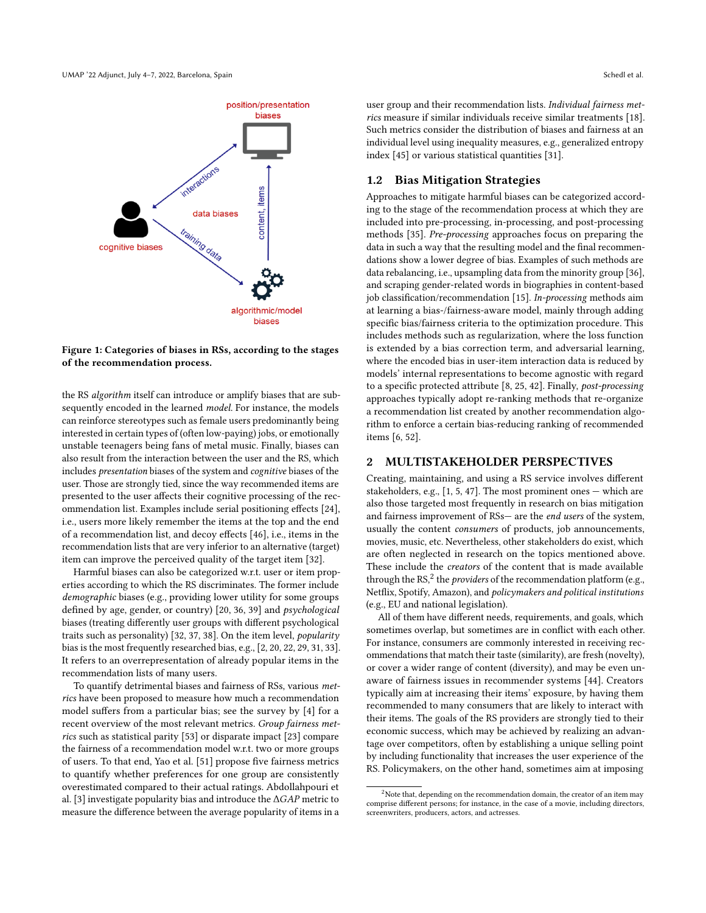Figure 1: Categories of biases in RSs, according to the stages of the recommendation process.

the RS *algorithm* itself can introduce or amplify biases that are subsequently encoded in the learned *model*. For instance, the models can reinforce stereotypes such as female users predominantly being interested in certain types of (often low-paying) jobs, or emotionally unstable teenagers being fans of metal music. Finally, biases can also result from the interaction between the user and the RS, which includes *presentation* biases of the system and *cognitive* biases of the user. Those are strongly tied, since the way recommended items are presented to the user affects their cognitive processing of the recommendation list. Examples include serial positioning effects [24], i.e., users more likely remember the items at the top and the end of a recommendation list, and decoy effects [46], i.e., items in the recommendation lists that are very inferior to an alternative (target) item can improve the perceived quality of the target item [32].

Harmful biases can also be categorized w.r.t. user or item properties according to which the RS discriminates. The former include *demographic* biases (e.g., providing lower utility for some groups defined by age, gender, or country) [20, 36, 39] and *psychological* biases (treating differently user groups with different psychological traits such as personality) [32, 37, 38]. On the item level, *popularity* bias is the most frequently researched bias, e.g., [2, 20, 22, 29, 31, 33]. It refers to an overrepresentation of already popular items in the recommendation lists of many users.

To quantify detrimental biases and fairness of RSs, various *metrics* have been proposed to measure how much a recommendation model suffers from a particular bias; see the survey by [4] for a recent overview of the most relevant metrics. *Group fairness metrics* such as statistical parity [53] or disparate impact [23] compare the fairness of a recommendation model w.r.t. two or more groups of users. To that end, Yao et al. [51] propose five fairness metrics to quantify whether preferences for one group are consistently overestimated compared to their actual ratings. Abdollahpouri et al. [3] investigate popularity bias and introduce the $\Delta GAP$ metric to measure the difference between the average popularity of items in a user group and their recommendation lists. *Individual fairness metrics* measure if similar individuals receive similar treatments [18]. Such metrics consider the distribution of biases and fairness at an individual level using inequality measures, e.g., generalized entropy index [45] or various statistical quantities [31].

### 1.2 Bias Mitigation Strategies

Approaches to mitigate harmful biases can be categorized according to the stage of the recommendation process at which they are included into pre-processing, in-processing, and post-processing methods [35]. *Pre-processing* approaches focus on preparing the data in such a way that the resulting model and the final recommendations show a lower degree of bias. Examples of such methods are data rebalancing, i.e., upsampling data from the minority group [36], and scraping gender-related words in biographies in content-based job classification/recommendation [15]. *In-processing* methods aim at learning a bias-/fairness-aware model, mainly through adding specific bias/fairness criteria to the optimization procedure. This includes methods such as regularization, where the loss function is extended by a bias correction term, and adversarial learning, where the encoded bias in user-item interaction data is reduced by models' internal representations to become agnostic with regard to a specific protected attribute [8, 25, 42]. Finally, *post-processing* approaches typically adopt re-ranking methods that re-organize a recommendation list created by another recommendation algorithm to enforce a certain bias-reducing ranking of recommended items [6, 52].

## 2 MULTISTAKEHOLDER PERSPECTIVES

Creating, maintaining, and using a RS service involves different stakeholders, e.g., [1, 5, 47]. The most prominent ones — which are also those targeted most frequently in research on bias mitigation and fairness improvement of RSs— are the *end users* of the system, usually the content *consumers* of products, job announcements, movies, music, etc. Nevertheless, other stakeholders do exist, which are often neglected in research on the topics mentioned above. These include the *creators* of the content that is made available through the RS,[2] the *providers* of the recommendation platform (e.g., Netflix, Spotify, Amazon), and *policymakers and political institutions* (e.g., EU and national legislation).

All of them have different needs, requirements, and goals, which sometimes overlap, but sometimes are in conflict with each other. For instance, consumers are commonly interested in receiving recommendations that match their taste (similarity), are fresh (novelty), or cover a wider range of content (diversity), and may be even unaware of fairness issues in recommender systems [44]. Creators typically aim at increasing their items' exposure, by having them recommended to many consumers that are likely to interact with their items. The goals of the RS providers are strongly tied to their economic success, which may be achieved by realizing an advantage over competitors, often by establishing a unique selling point by including functionality that increases the user experience of the RS. Policymakers, on the other hand, sometimes aim at imposing

[2] Note that, depending on the recommendation domain, the creator of an item may comprise different persons; for instance, in the case of a movie, including directors, screenwriters, producers, actors, and actresses.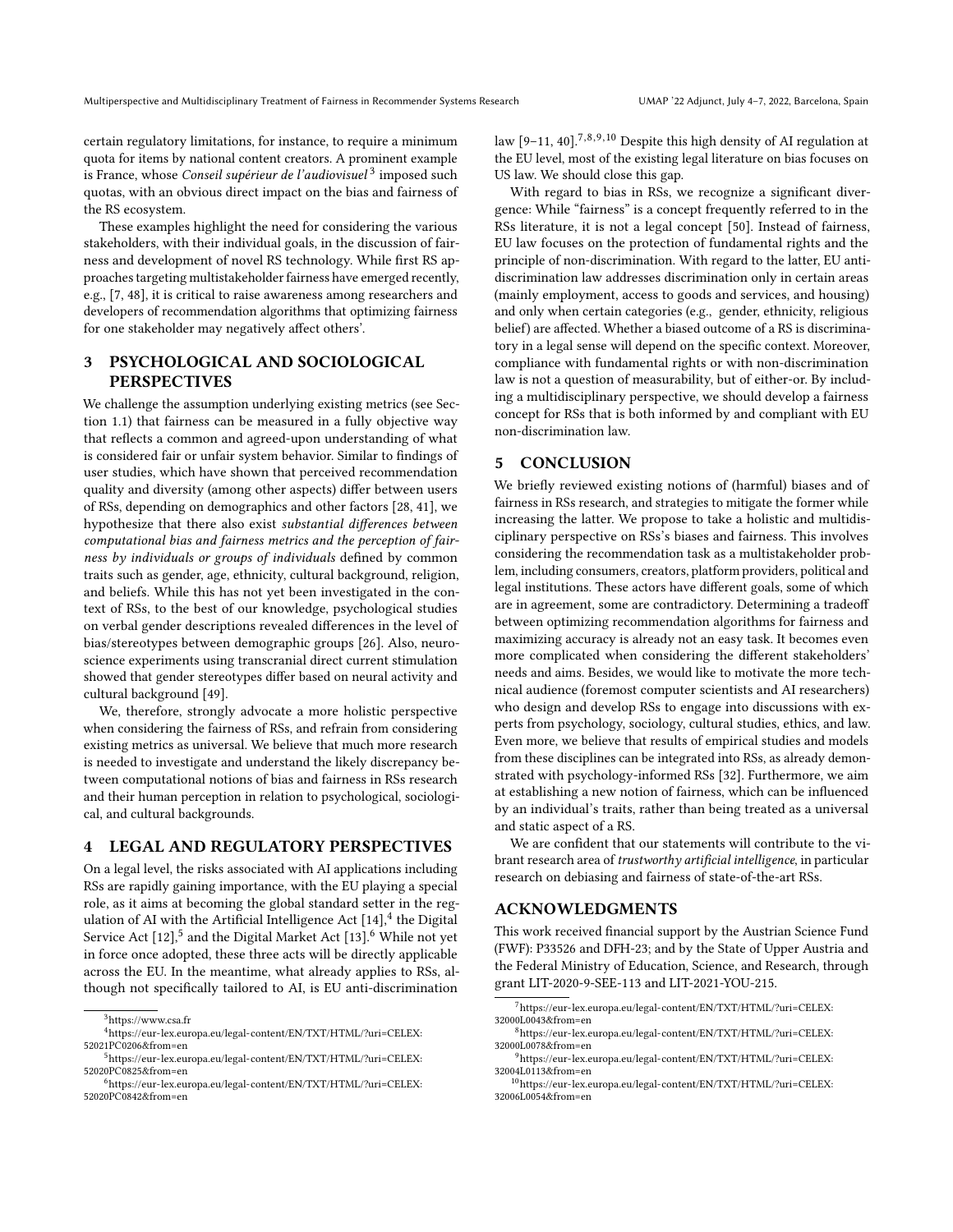certain regulatory limitations, for instance, to require a minimum quota for items by national content creators. A prominent example is France, whose *Conseil supérieur de l'audiovisuel*[3] imposed such quotas, with an obvious direct impact on the bias and fairness of the RS ecosystem.

These examples highlight the need for considering the various stakeholders, with their individual goals, in the discussion of fairness and development of novel RS technology. While first RS approaches targeting multistakeholder fairness have emerged recently, e.g., [7, 48], it is critical to raise awareness among researchers and developers of recommendation algorithms that optimizing fairness for one stakeholder may negatively affect others'.

## 3 PSYCHOLOGICAL AND SOCIOLOGICAL PERSPECTIVES

We challenge the assumption underlying existing metrics (see Section 1.1) that fairness can be measured in a fully objective way that reflects a common and agreed-upon understanding of what is considered fair or unfair system behavior. Similar to findings of user studies, which have shown that perceived recommendation quality and diversity (among other aspects) differ between users of RSs, depending on demographics and other factors [28, 41], we hypothesize that there also exist *substantial differences between computational bias and fairness metrics and the perception of fairness by individuals or groups of individuals* defined by common traits such as gender, age, ethnicity, cultural background, religion, and beliefs. While this has not yet been investigated in the context of RSs, to the best of our knowledge, psychological studies on verbal gender descriptions revealed differences in the level of bias/stereotypes between demographic groups [26]. Also, neuroscience experiments using transcranial direct current stimulation showed that gender stereotypes differ based on neural activity and cultural background [49].

We, therefore, strongly advocate a more holistic perspective when considering the fairness of RSs, and refrain from considering existing metrics as universal. We believe that much more research is needed to investigate and understand the likely discrepancy between computational notions of bias and fairness in RSs research and their human perception in relation to psychological, sociological, and cultural backgrounds.

## 4 LEGAL AND REGULATORY PERSPECTIVES

On a legal level, the risks associated with AI applications including RSs are rapidly gaining importance, with the EU playing a special role, as it aims at becoming the global standard setter in the regulation of AI with the Artificial Intelligence Act [14],[4] the Digital Service Act [12],[5] and the Digital Market Act [13].[6] While not yet in force once adopted, these three acts will be directly applicable across the EU. In the meantime, what already applies to RSs, although not specifically tailored to AI, is EU anti-discrimination law [9–11, 40].[7,8,9,10] Despite this high density of AI regulation at the EU level, most of the existing legal literature on bias focuses on US law. We should close this gap.

With regard to bias in RSs, we recognize a significant divergence: While "fairness" is a concept frequently referred to in the RSs literature, it is not a legal concept [50]. Instead of fairness, EU law focuses on the protection of fundamental rights and the principle of non-discrimination. With regard to the latter, EU anti-discrimination law addresses discrimination only in certain areas (mainly employment, access to goods and services, and housing) and only when certain categories (e.g., gender, ethnicity, religious belief) are affected. Whether a biased outcome of a RS is discriminatory in a legal sense will depend on the specific context. Moreover, compliance with fundamental rights or with non-discrimination law is not a question of measurability, but of either-or. By including a multidisciplinary perspective, we should develop a fairness concept for RSs that is both informed by and compliant with EU non-discrimination law.

## 5 CONCLUSION

We briefly reviewed existing notions of (harmful) biases and of fairness in RSs research, and strategies to mitigate the former while increasing the latter. We propose to take a holistic and multidisciplinary perspective on RSs's biases and fairness. This involves considering the recommendation task as a multistakeholder problem, including consumers, creators, platform providers, political and legal institutions. These actors have different goals, some of which are in agreement, some are contradictory. Determining a tradeoff between optimizing recommendation algorithms for fairness and maximizing accuracy is already not an easy task. It becomes even more complicated when considering the different stakeholders' needs and aims. Besides, we would like to motivate the more technical audience (foremost computer scientists and AI researchers) who design and develop RSs to engage into discussions with experts from psychology, sociology, cultural studies, ethics, and law. Even more, we believe that results of empirical studies and models from these disciplines can be integrated into RSs, as already demonstrated with psychology-informed RSs [32]. Furthermore, we aim at establishing a new notion of fairness, which can be influenced by an individual's traits, rather than being treated as a universal and static aspect of a RS.

We are confident that our statements will contribute to the vibrant research area of *trustworthy artificial intelligence*, in particular research on debiasing and fairness of state-of-the-art RSs.

## ACKNOWLEDGMENTS

This work received financial support by the Austrian Science Fund (FWF): P33526 and DFH-23; and by the State of Upper Austria and the Federal Ministry of Education, Science, and Research, through grant LIT-2020-9-SEE-113 and LIT-2021-YOU-215.

---

[3] https://www.csa.fr

[4] https://eur-lex.europa.eu/legal-content/EN/TXT/HTML/?uri=CELEX:52021PC0206&from=en

[5] https://eur-lex.europa.eu/legal-content/EN/TXT/HTML/?uri=CELEX:52020PC0825&from=en

[6] https://eur-lex.europa.eu/legal-content/EN/TXT/HTML/?uri=CELEX:52020PC0842&from=en

[7] https://eur-lex.europa.eu/legal-content/EN/TXT/HTML/?uri=CELEX:32000L0043&from=en

[8] https://eur-lex.europa.eu/legal-content/EN/TXT/HTML/?uri=CELEX:32000L0078&from=en

[9] https://eur-lex.europa.eu/legal-content/EN/TXT/HTML/?uri=CELEX:32004L0113&from=en

[10] https://eur-lex.europa.eu/legal-content/EN/TXT/HTML/?uri=CELEX:32006L0054&from=en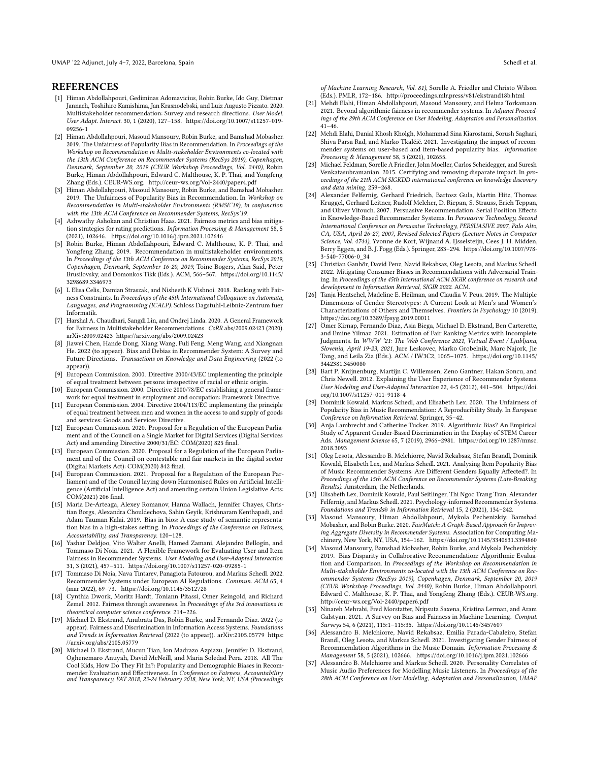## REFERENCES

[1] Himan Abdollahpouri, Gediminas Adomavicius, Robin Burke, Ido Guy, Dietmar Jannach, Toshihiro Kamishima, Jan Krasnodebski, and Luiz Augusto Pizzato. 2020. Multistakeholder recommendation: Survey and research directions. *User Model. User Adapt. Interact.* 30, 1 (2020), 127–158. https://doi.org/10.1007/s11257-019-09256-1

[2] Himan Abdollahpouri, Masoud Mansoury, Robin Burke, and Bamshad Mobasher. 2019. The Unfairness of Popularity Bias in Recommendation. In *Proceedings of the Workshop on Recommendation in Multi-stakeholder Environments co-located with the 13th ACM Conference on Recommender Systems (RecSys 2019), Copenhagen, Denmark, September 20, 2019 (CEUR Workshop Proceedings, Vol. 2440)*, Robin Burke, Himan Abdollahpouri, Edward C. Malthouse, K. P. Thai, and Yongfeng Zhang (Eds.). CEUR-WS.org. http://ceur-ws.org/Vol-2440/paper4.pdf

[3] Himan Abdollahpouri, Masoud Mansoury, Robin Burke, and Bamshad Mobasher. 2019. The Unfairness of Popularity Bias in Recommendation. In *Workshop on Recommendation in Multi-stakeholder Environments (RMSE'19), in conjunction with the 13th ACM Conference on Recommender Systems, RecSys'19*.

[4] Ashwathy Ashokan and Christian Haas. 2021. Fairness metrics and bias mitigation strategies for rating predictions. *Information Processing & Management* 58, 5 (2021), 102646. https://doi.org/10.1016/j.ipm.2021.102646

[5] Robin Burke, Himan Abdollahpouri, Edward C. Malthouse, K. P. Thai, and Yongfeng Zhang. 2019. Recommendation in multistakeholder environments. In *Proceedings of the 13th ACM Conference on Recommender Systems, RecSys 2019, Copenhagen, Denmark, September 16-20, 2019*, Toine Bogers, Alan Said, Peter Brusilovsky, and Domonkos Tikk (Eds.). ACM, 566–567. https://doi.org/10.1145/3298689.3346973

[6] L Elisa Celis, Damian Straszak, and Nisheeth K Vishnoi. 2018. Ranking with Fairness Constraints. In *Proceedings of the 45th International Colloquium on Automata, Languages, and Programming (ICALP)*. Schloss Dagstuhl-Leibniz-Zentrum fuer Informatik.

[7] Harshal A. Chaudhari, Sangdi Lin, and Ondrej Linda. 2020. A General Framework for Fairness in Multistakeholder Recommendations. *CoRR* abs/2009.02423 (2020). arXiv:2009.02423 https://arxiv.org/abs/2009.02423

[8] Jiawei Chen, Hande Dong, Xiang Wang, Fuli Feng, Meng Wang, and Xiangnan He. 2022 (to appear). Bias and Debias in Recommender System: A Survey and Future Directions. *Transactions on Knowledge and Data Engineering* (2022 (to appear)).

[9] European Commission. 2000. Directive 2000/43/EC implementing the principle of equal treatment between persons irrespective of racial or ethnic origin.

[10] European Commission. 2000. Directive 2000/78/EC establishing a general framework for equal treatment in employment and occupation: Framework Directive.

[11] European Commission. 2004. Directive 2004/113/EC implementing the principle of equal treatment between men and women in the access to and supply of goods and services: Goods and Services Directive.

[12] European Commission. 2020. Proposal for a Regulation of the European Parliament and of the Council on a Single Market for Digital Services (Digital Services Act) and amending Directive 2000/31/EC: COM(2020) 825 final.

[13] European Commission. 2020. Proposal for a Regulation of the European Parliament and of the Council on contestable and fair markets in the digital sector (Digital Markets Act): COM(2020) 842 final.

[14] European Commission. 2021. Proposal for a Regulation of the European Parliament and of the Council laying down Harmonised Rules on Artificial Intelligence (Artificial Intelligence Act) and amending certain Union Legislative Acts: COM(2021) 206 final.

[15] Maria De-Arteaga, Alexey Romanov, Hanna Wallach, Jennifer Chayes, Christian Borgs, Alexandra Chouldechova, Sahin Geyik, Krishnaram Kenthapadi, and Adam Tauman Kalai. 2019. Bias in bios: A case study of semantic representation bias in a high-stakes setting. In *Proceedings of the Conference on Fairness, Accountability, and Transparency*. 120–128.

[16] Yashar Deldjoo, Vito Walter Anelli, Hamed Zamani, Alejandro Bellogín, and Tommaso Di Noia. 2021. A Flexible Framework for Evaluating User and Item Fairness in Recommender Systems. *User Modeling and User-Adapted Interaction* 31, 3 (2021), 457–511. https://doi.org/10.1007/s11257-020-09285-1

[17] Tommaso Di Noia, Nava Tintarev, Panagiota Fatourou, and Markus Schedl. 2022. Recommender Systems under European AI Regulations. *Commun. ACM* 65, 4 (mar 2022), 69–73. https://doi.org/10.1145/3512728

[18] Cynthia Dwork, Moritz Hardt, Toniann Pitassi, Omer Reingold, and Richard Zemel. 2012. Fairness through awareness. In *Proceedings of the 3rd innovations in theoretical computer science conference*. 214–226.

[19] Michael D. Ekstrand, Anubrata Das, Robin Burke, and Fernando Diaz. 2022 (to appear). Fairness and Discrimination in Information Access Systems. *Foundations and Trends in Information Retrieval* (2022 (to appear)). arXiv:2105.05779 https://arxiv.org/abs/2105.05779

[20] Michael D. Ekstrand, Mucun Tian, Ion Madrazo Azpiazu, Jennifer D. Ekstrand, Oghenemaro Anuyah, David McNeill, and Maria Soledad Pera. 2018. All The Cool Kids, How Do They Fit In?: Popularity and Demographic Biases in Recommender Evaluation and Effectiveness. In *Conference on Fairness, Accountability and Transparency, FAT 2018, 23-24 February 2018, New York, NY, USA (Proceedings of Machine Learning Research, Vol. 81)*, Sorelle A. Friedler and Christo Wilson (Eds.). PMLR, 172–186. http://proceedings.mlr.press/v81/ekstrand18b.html

[21] Mehdi Elahi, Himan Abdollahpouri, Masoud Mansoury, and Helma Torkamaan. 2021. Beyond algorithmic fairness in recommender systems. In *Adjunct Proceedings of the 29th ACM Conference on User Modeling, Adaptation and Personalization*. 41–46.

[22] Mehdi Elahi, Danial Khosh Kholgh, Mohammad Sina Kiarostami, Sorush Saghari, Shiva Parsa Rad, and Marko Tkalčič. 2021. Investigating the impact of recommender systems on user-based and item-based popularity bias. *Information Processing & Management* 58, 5 (2021), 102655.

[23] Michael Feldman, Sorelle A Friedler, John Moeller, Carlos Scheidegger, and Suresh Venkatasubramanian. 2015. Certifying and removing disparate impact. In *proceedings of the 21th ACM SIGKDD international conference on knowledge discovery and data mining*. 259–268.

[24] Alexander Felfernig, Gerhard Friedrich, Bartosz Gula, Martin Hitz, Thomas Kruggel, Gerhard Leitner, Rudolf Melcher, D. Riepan, S. Strauss, Erich Teppan, and Oliver Vitouch. 2007. Persuasive Recommendation: Serial Position Effects in Knowledge-Based Recommender Systems. In *Persuasive Technology, Second International Conference on Persuasive Technology, PERSUASIVE 2007, Palo Alto, CA, USA, April 26-27, 2007, Revised Selected Papers (Lecture Notes in Computer Science, Vol. 4744)*, Yvonne de Kort, Wijnand A. IJsselsteijn, Cees J. H. Midden, Berry Eggen, and B. J. Fogg (Eds.). Springer, 283–294. https://doi.org/10.1007/978-3-540-77006-0_34

[25] Christian Ganhör, David Penz, Navid Rekabsaz, Oleg Lesota, and Markus Schedl. 2022. Mitigating Consumer Biases in Recommendations with Adversarial Training. In *Proceedings of the 45th International ACM SIGIR conference on research and development in Information Retrieval, SIGIR 2022*. ACM.

[26] Tanja Hentschel, Madeline E. Heilman, and Claudia V. Peus. 2019. The Multiple Dimensions of Gender Stereotypes: A Current Look at Men's and Women's Characterizations of Others and Themselves. *Frontiers in Psychology* 10 (2019). https://doi.org/10.3389/fpsyg.2019.00011

[27] Ömer Kirnap, Fernando Diaz, Asia Biega, Michael D. Ekstrand, Ben Carterette, and Emine Yilmaz. 2021. Estimation of Fair Ranking Metrics with Incomplete Judgments. In *WWW '21: The Web Conference 2021, Virtual Event / Ljubljana, Slovenia, April 19-23, 2021*, Jure Leskovec, Marko Grobelnik, Marc Najork, Jie Tang, and Leila Zia (Eds.). ACM / IW3C2, 1065–1075. https://doi.org/10.1145/3442381.3450080

[28] Bart P. Knijnenburg, Martijn C. Willemsen, Zeno Gantner, Hakan Soncu, and Chris Newell. 2012. Explaining the User Experience of Recommender Systems. *User Modeling and User-Adapted Interaction* 22, 4-5 (2012), 441–504. https://doi.org/10.1007/s11257-011-9118-4

[29] Dominik Kowald, Markus Schedl, and Elisabeth Lex. 2020. The Unfairness of Popularity Bias in Music Recommendation: A Reproducibility Study. In *European Conference on Information Retrieval*. Springer, 35–42.

[30] Anja Lambrecht and Catherine Tucker. 2019. Algorithmic Bias? An Empirical Study of Apparent Gender-Based Discrimination in the Display of STEM Career Ads. *Management Science* 65, 7 (2019), 2966–2981. https://doi.org/10.1287/mnsc.2018.3093

[31] Oleg Lesota, Alessandro B. Melchiorre, Navid Rekabsaz, Stefan Brandl, Dominik Kowald, Elisabeth Lex, and Markus Schedl. 2021. Analyzing Item Popularity Bias of Music Recommender Systems: Are Different Genders Equally Affected?. In *Proceedings of the 15th ACM Conference on Recommender Systems (Late-Breaking Results)*. Amsterdam, the Netherlands.

[32] Elisabeth Lex, Dominik Kowald, Paul Seitlinger, Thi Ngoc Trang Tran, Alexander Felfernig, and Markus Schedl. 2021. Psychology-informed Recommender Systems. *Foundations and Trends® in Information Retrieval* 15, 2 (2021), 134–242.

[33] Masoud Mansoury, Himan Abdollahpouri, Mykola Pechenizkiy, Bamshad Mobasher, and Robin Burke. 2020. *FairMatch: A Graph-Based Approach for Improving Aggregate Diversity in Recommender Systems*. Association for Computing Machinery, New York, NY, USA, 154–162. https://doi.org/10.1145/3340631.3394860

[34] Masoud Mansoury, Bamshad Mobasher, Robin Burke, and Mykola Pechenizkiy. 2019. Bias Disparity in Collaborative Recommendation: Algorithmic Evaluation and Comparison. In *Proceedings of the Workshop on Recommendation in Multi-stakeholder Environments co-located with the 13th ACM Conference on Recommender Systems (RecSys 2019), Copenhagen, Denmark, September 20, 2019 (CEUR Workshop Proceedings, Vol. 2440)*, Robin Burke, Himan Abdollahpouri, Edward C. Malthouse, K. P. Thai, and Yongfeng Zhang (Eds.). CEUR-WS.org. http://ceur-ws.org/Vol-2440/paper6.pdf

[35] Ninareh Mehrabi, Fred Morstatter, Nripsuta Saxena, Kristina Lerman, and Aram Galstyan. 2021. A Survey on Bias and Fairness in Machine Learning. *Comput. Surveys* 54, 6 (2021), 115:1–115:35. https://doi.org/10.1145/3457607

[36] Alessandro B. Melchiorre, Navid Rekabsaz, Emilia Parada-Cabaleiro, Stefan Brandl, Oleg Lesota, and Markus Schedl. 2021. Investigating Gender Fairness of Recommendation Algorithms in the Music Domain. *Information Processing & Management* 58, 5 (2021), 102666. https://doi.org/10.1016/j.ipm.2021.102666

[37] Alessandro B. Melchiorre and Markus Schedl. 2020. Personality Correlates of Music Audio Preferences for Modelling Music Listeners. In *Proceedings of the 28th ACM Conference on User Modeling, Adaptation and Personalization, UMAP*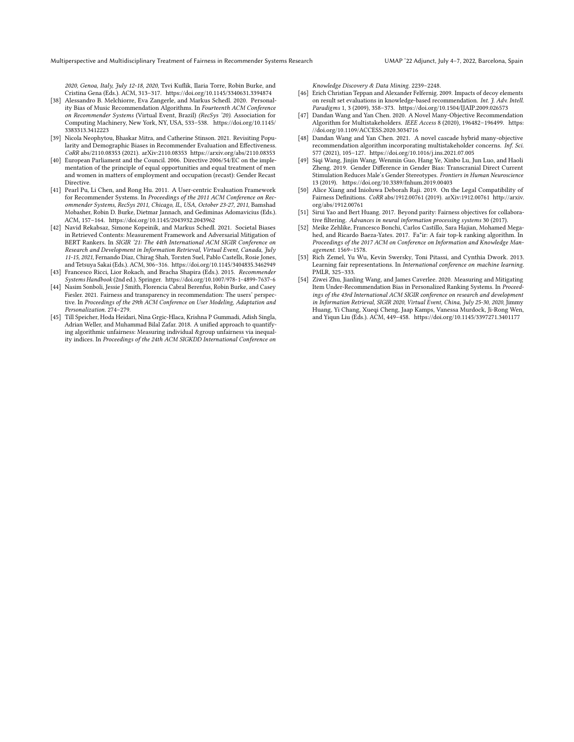*2020, Genoa, Italy, July 12-18, 2020*, Tsvi Kuflik, Ilaria Torre, Robin Burke, and Cristina Gena (Eds.). ACM, 313–317. https://doi.org/10.1145/3340631.3394874

[38] Alessandro B. Melchiorre, Eva Zangerle, and Markus Schedl. 2020. Personality Bias of Music Recommendation Algorithms. In *Fourteenth ACM Conference on Recommender Systems* (Virtual Event, Brazil) *(RecSys '20)*. Association for Computing Machinery, New York, NY, USA, 533–538. https://doi.org/10.1145/3383313.3412223

[39] Nicola Neophytou, Bhaskar Mitra, and Catherine Stinson. 2021. Revisiting Popularity and Demographic Biases in Recommender Evaluation and Effectiveness. *CoRR* abs/2110.08353 (2021). arXiv:2110.08353 https://arxiv.org/abs/2110.08353

[40] European Parliament and the Council. 2006. Directive 2006/54/EC on the implementation of the principle of equal opportunities and equal treatment of men and women in matters of employment and occupation (recast): Gender Recast Directive.

[41] Pearl Pu, Li Chen, and Rong Hu. 2011. A User-centric Evaluation Framework for Recommender Systems. In *Proceedings of the 2011 ACM Conference on Recommender Systems, RecSys 2011, Chicago, IL, USA, October 23-27, 2011*, Bamshad Mobasher, Robin D. Burke, Dietmar Jannach, and Gediminas Adomavicius (Eds.). ACM, 157–164. https://doi.org/10.1145/2043932.2043962

[42] Navid Rekabsaz, Simone Kopeinik, and Markus Schedl. 2021. Societal Biases in Retrieved Contents: Measurement Framework and Adversarial Mitigation of BERT Rankers. In *SIGIR '21: The 44th International ACM SIGIR Conference on Research and Development in Information Retrieval, Virtual Event, Canada, July 11-15, 2021*, Fernando Diaz, Chirag Shah, Torsten Suel, Pablo Castells, Rosie Jones, and Tetsuya Sakai (Eds.). ACM, 306–316. https://doi.org/10.1145/3404835.3462949

[43] Francesco Ricci, Lior Rokach, and Bracha Shapira (Eds.). 2015. *Recommender Systems Handbook* (2nd ed.). Springer. https://doi.org/10.1007/978-1-4899-7637-6

[44] Nasim Sonboli, Jessie J Smith, Florencia Cabral Berenfus, Robin Burke, and Casey Fiesler. 2021. Fairness and transparency in recommendation: The users' perspective. In *Proceedings of the 29th ACM Conference on User Modeling, Adaptation and Personalization*. 274–279.

[45] Till Speicher, Hoda Heidari, Nina Grgic-Hlaca, Krishna P Gummadi, Adish Singla, Adrian Weller, and Muhammad Bilal Zafar. 2018. A unified approach to quantifying algorithmic unfairness: Measuring individual &group unfairness via inequality indices. In *Proceedings of the 24th ACM SIGKDD International Conference on Knowledge Discovery & Data Mining*. 2239–2248.

[46] Erich Christian Teppan and Alexander Felfernig. 2009. Impacts of decoy elements on result set evaluations in knowledge-based recommendation. *Int. J. Adv. Intell. Paradigms* 1, 3 (2009), 358–373. https://doi.org/10.1504/IJAIP.2009.026573

[47] Dandan Wang and Yan Chen. 2020. A Novel Many-Objective Recommendation Algorithm for Multistakeholders. *IEEE Access* 8 (2020), 196482–196499. https://doi.org/10.1109/ACCESS.2020.3034716

[48] Dandan Wang and Yan Chen. 2021. A novel cascade hybrid many-objective recommendation algorithm incorporating multistakeholder concerns. *Inf. Sci.* 577 (2021), 105–127. https://doi.org/10.1016/j.ins.2021.07.005

[49] Siqi Wang, Jinjin Wang, Wenmin Guo, Hang Ye, Xinbo Lu, Jun Luo, and Haoli Zheng. 2019. Gender Difference in Gender Bias: Transcranial Direct Current Stimulation Reduces Male's Gender Stereotypes. *Frontiers in Human Neuroscience* 13 (2019). https://doi.org/10.3389/fnhum.2019.00403

[50] Alice Xiang and Inioluwa Deborah Raji. 2019. On the Legal Compatibility of Fairness Definitions. *CoRR* abs/1912.00761 (2019). arXiv:1912.00761 http://arxiv.org/abs/1912.00761

[51] Sirui Yao and Bert Huang. 2017. Beyond parity: Fairness objectives for collaborative filtering. *Advances in neural information processing systems* 30 (2017).

[52] Meike Zehlike, Francesco Bonchi, Carlos Castillo, Sara Hajian, Mohamed Megahed, and Ricardo Baeza-Yates. 2017. Fa*ir: A fair top-k ranking algorithm. In *Proceedings of the 2017 ACM on Conference on Information and Knowledge Management*. 1569–1578.

[53] Rich Zemel, Yu Wu, Kevin Swersky, Toni Pitassi, and Cynthia Dwork. 2013. Learning fair representations. In *International conference on machine learning*. PMLR, 325–333.

[54] Ziwei Zhu, Jianling Wang, and James Caverlee. 2020. Measuring and Mitigating Item Under-Recommendation Bias in Personalized Ranking Systems. In *Proceedings of the 43rd International ACM SIGIR conference on research and development in Information Retrieval, SIGIR 2020, Virtual Event, China, July 25-30, 2020*, Jimmy Huang, Yi Chang, Xueqi Cheng, Jaap Kamps, Vanessa Murdock, Ji-Rong Wen, and Yiqun Liu (Eds.). ACM, 449–458. https://doi.org/10.1145/3397271.3401177